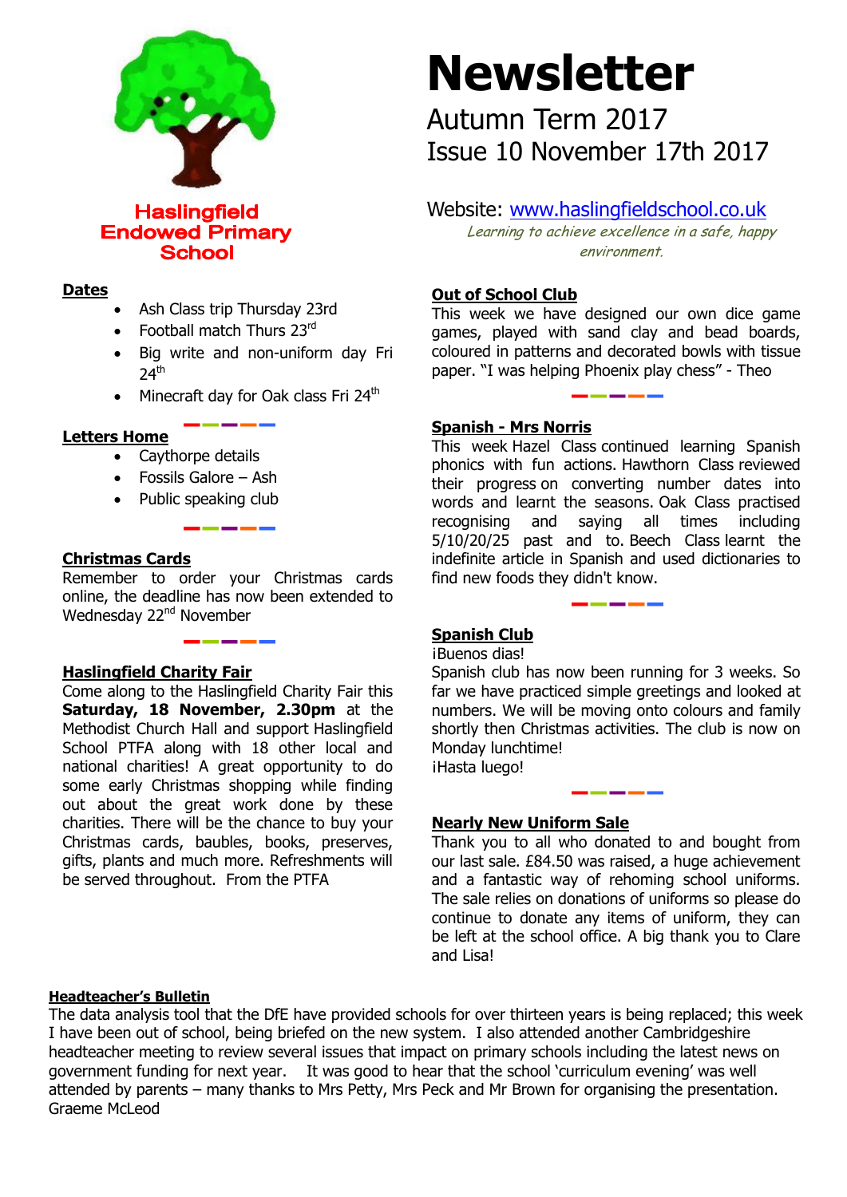# Newsletter

Autumn Term 2017
Issue 10 November 17th 2017

**Haslingfield Endowed Primary School**

Website: [www.haslingfieldschool.co.uk](http://www.haslingfieldschool.co.uk)

*Learning to achieve excellence in a safe, happy environment.*

## Dates

- Ash Class trip Thursday 23rd
- Football match Thurs 23rd
- Big write and non-uniform day Fri 24th
- Minecraft day for Oak class Fri 24th

## Letters Home

- Caythorpe details
- Fossils Galore – Ash
- Public speaking club

## Christmas Cards

Remember to order your Christmas cards online, the deadline has now been extended to Wednesday 22nd November

## Haslingfield Charity Fair

Come along to the Haslingfield Charity Fair this **Saturday, 18 November, 2.30pm** at the Methodist Church Hall and support Haslingfield School PTFA along with 18 other local and national charities! A great opportunity to do some early Christmas shopping while finding out about the great work done by these charities. There will be the chance to buy your Christmas cards, baubles, books, preserves, gifts, plants and much more. Refreshments will be served throughout. From the PTFA

## Out of School Club

This week we have designed our own dice game games, played with sand clay and bead boards, coloured in patterns and decorated bowls with tissue paper. "I was helping Phoenix play chess" - Theo

## Spanish - Mrs Norris

This week Hazel Class continued learning Spanish phonics with fun actions. Hawthorn Class reviewed their progress on converting number dates into words and learnt the seasons. Oak Class practised recognising and saying all times including 5/10/20/25 past and to. Beech Class learnt the indefinite article in Spanish and used dictionaries to find new foods they didn't know.

## Spanish Club

¡Buenos dias!

Spanish club has now been running for 3 weeks. So far we have practiced simple greetings and looked at numbers. We will be moving onto colours and family shortly then Christmas activities. The club is now on Monday lunchtime!

¡Hasta luego!

## Nearly New Uniform Sale

Thank you to all who donated to and bought from our last sale. £84.50 was raised, a huge achievement and a fantastic way of rehoming school uniforms. The sale relies on donations of uniforms so please do continue to donate any items of uniform, they can be left at the school office. A big thank you to Clare and Lisa!

## Headteacher's Bulletin

The data analysis tool that the DfE have provided schools for over thirteen years is being replaced; this week I have been out of school, being briefed on the new system. I also attended another Cambridgeshire headteacher meeting to review several issues that impact on primary schools including the latest news on government funding for next year. It was good to hear that the school 'curriculum evening' was well attended by parents – many thanks to Mrs Petty, Mrs Peck and Mr Brown for organising the presentation.
Graeme McLeod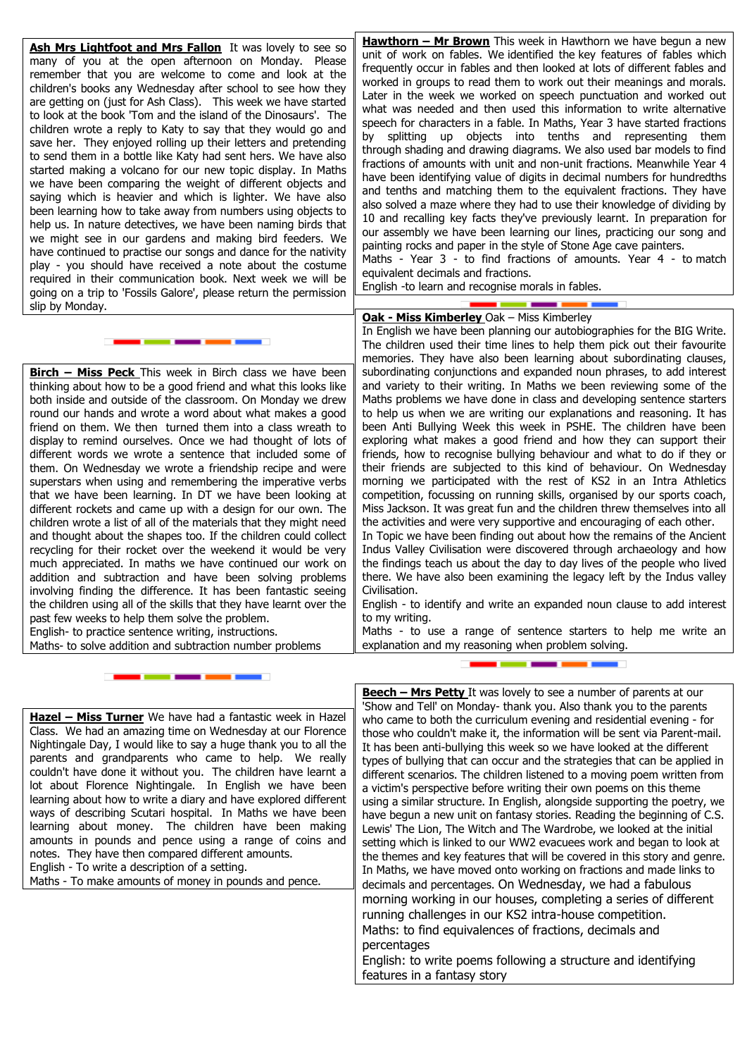**Ash Mrs Lightfoot and Mrs Fallon** It was lovely to see so many of you at the open afternoon on Monday. Please remember that you are welcome to come and look at the children's books any Wednesday after school to see how they are getting on (just for Ash Class). This week we have started to look at the book 'Tom and the island of the Dinosaurs'. The children wrote a reply to Katy to say that they would go and save her. They enjoyed rolling up their letters and pretending to send them in a bottle like Katy had sent hers. We have also started making a volcano for our new topic display. In Maths we have been comparing the weight of different objects and saying which is heavier and which is lighter. We have also been learning how to take away from numbers using objects to help us. In nature detectives, we have been naming birds that we might see in our gardens and making bird feeders. We have continued to practise our songs and dance for the nativity play - you should have received a note about the costume required in their communication book. Next week we will be going on a trip to 'Fossils Galore', please return the permission slip by Monday.

**Birch – Miss Peck** This week in Birch class we have been thinking about how to be a good friend and what this looks like both inside and outside of the classroom. On Monday we drew round our hands and wrote a word about what makes a good friend on them. We then turned them into a class wreath to display to remind ourselves. Once we had thought of lots of different words we wrote a sentence that included some of them. On Wednesday we wrote a friendship recipe and were superstars when using and remembering the imperative verbs that we have been learning. In DT we have been looking at different rockets and came up with a design for our own. The children wrote a list of all of the materials that they might need and thought about the shapes too. If the children could collect recycling for their rocket over the weekend it would be very much appreciated. In maths we have continued our work on addition and subtraction and have been solving problems involving finding the difference. It has been fantastic seeing the children using all of the skills that they have learnt over the past few weeks to help them solve the problem.
English- to practice sentence writing, instructions.
Maths- to solve addition and subtraction number problems

**Hazel – Miss Turner** We have had a fantastic week in Hazel Class. We had an amazing time on Wednesday at our Florence Nightingale Day, I would like to say a huge thank you to all the parents and grandparents who came to help. We really couldn't have done it without you. The children have learnt a lot about Florence Nightingale. In English we have been learning about how to write a diary and have explored different ways of describing Scutari hospital. In Maths we have been learning about money. The children have been making amounts in pounds and pence using a range of coins and notes. They have then compared different amounts.
English - To write a description of a setting.
Maths - To make amounts of money in pounds and pence.

**Hawthorn – Mr Brown** This week in Hawthorn we have begun a new unit of work on fables. We identified the key features of fables which frequently occur in fables and then looked at lots of different fables and worked in groups to read them to work out their meanings and morals. Later in the week we worked on speech punctuation and worked out what was needed and then used this information to write alternative speech for characters in a fable. In Maths, Year 3 have started fractions by splitting up objects into tenths and representing them through shading and drawing diagrams. We also used bar models to find fractions of amounts with unit and non-unit fractions. Meanwhile Year 4 have been identifying value of digits in decimal numbers for hundredths and tenths and matching them to the equivalent fractions. They have also solved a maze where they had to use their knowledge of dividing by 10 and recalling key facts they've previously learnt. In preparation for our assembly we have been learning our lines, practicing our song and painting rocks and paper in the style of Stone Age cave painters.
Maths - Year 3 - to find fractions of amounts. Year 4 - to match equivalent decimals and fractions.
English -to learn and recognise morals in fables.

**Oak - Miss Kimberley** Oak – Miss Kimberley
In English we have been planning our autobiographies for the BIG Write. The children used their time lines to help them pick out their favourite memories. They have also been learning about subordinating clauses, subordinating conjunctions and expanded noun phrases, to add interest and variety to their writing. In Maths we been reviewing some of the Maths problems we have done in class and developing sentence starters to help us when we are writing our explanations and reasoning. It has been Anti Bullying Week this week in PSHE. The children have been exploring what makes a good friend and how they can support their friends, how to recognise bullying behaviour and what to do if they or their friends are subjected to this kind of behaviour. On Wednesday morning we participated with the rest of KS2 in an Intra Athletics competition, focussing on running skills, organised by our sports coach, Miss Jackson. It was great fun and the children threw themselves into all the activities and were very supportive and encouraging of each other.
In Topic we have been finding out about how the remains of the Ancient Indus Valley Civilisation were discovered through archaeology and how the findings teach us about the day to day lives of the people who lived there. We have also been examining the legacy left by the Indus valley Civilisation.
English - to identify and write an expanded noun clause to add interest to my writing.
Maths - to use a range of sentence starters to help me write an explanation and my reasoning when problem solving.

**Beech – Mrs Petty** It was lovely to see a number of parents at our 'Show and Tell' on Monday- thank you. Also thank you to the parents who came to both the curriculum evening and residential evening - for those who couldn't make it, the information will be sent via Parent-mail. It has been anti-bullying this week so we have looked at the different types of bullying that can occur and the strategies that can be applied in different scenarios. The children listened to a moving poem written from a victim's perspective before writing their own poems on this theme using a similar structure. In English, alongside supporting the poetry, we have begun a new unit on fantasy stories. Reading the beginning of C.S. Lewis' The Lion, The Witch and The Wardrobe, we looked at the initial setting which is linked to our WW2 evacuees work and began to look at the themes and key features that will be covered in this story and genre. In Maths, we have moved onto working on fractions and made links to decimals and percentages. On Wednesday, we had a fabulous morning working in our houses, completing a series of different running challenges in our KS2 intra-house competition.
Maths: to find equivalences of fractions, decimals and percentages
English: to write poems following a structure and identifying features in a fantasy story